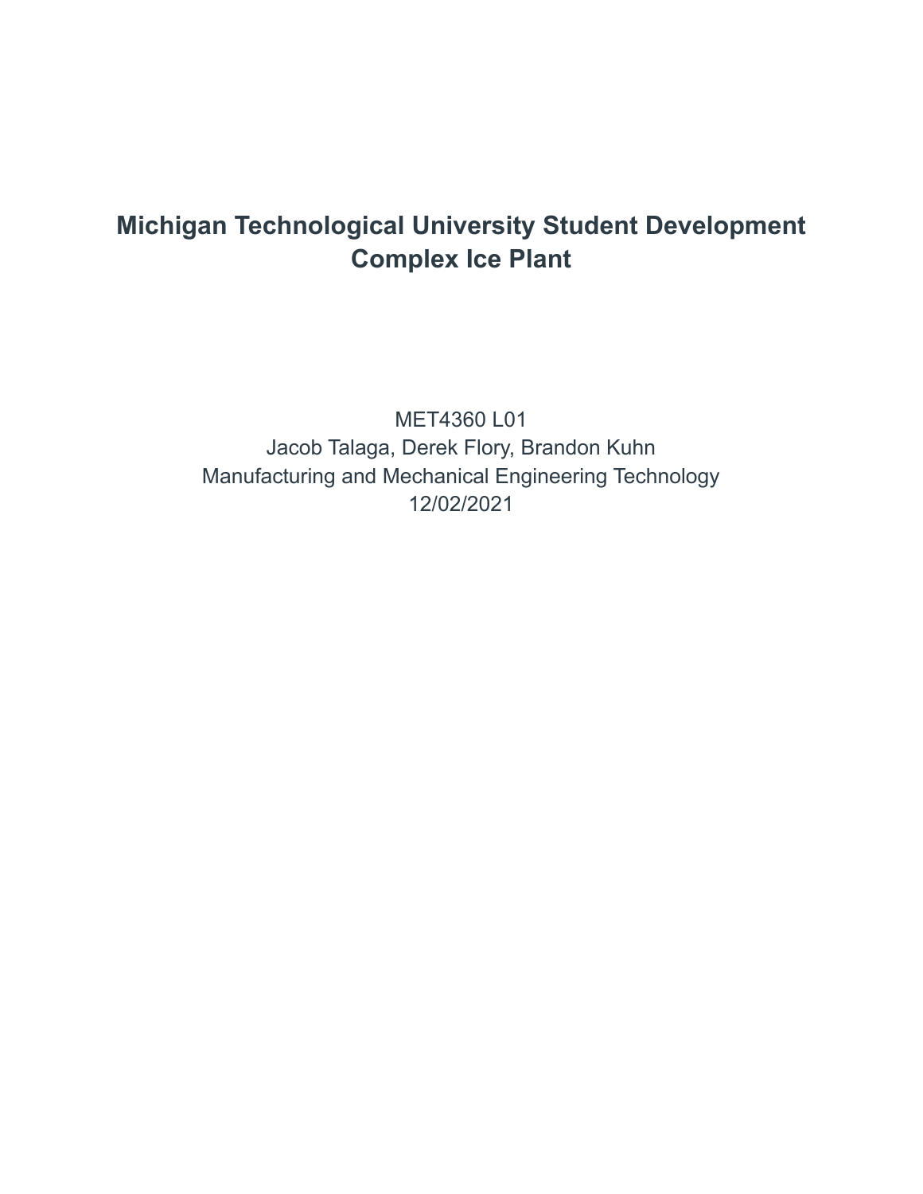# Michigan Technological University Student Development Complex Ice Plant

MET4360 L01

Jacob Talaga, Derek Flory, Brandon Kuhn

Manufacturing and Mechanical Engineering Technology

12/02/2021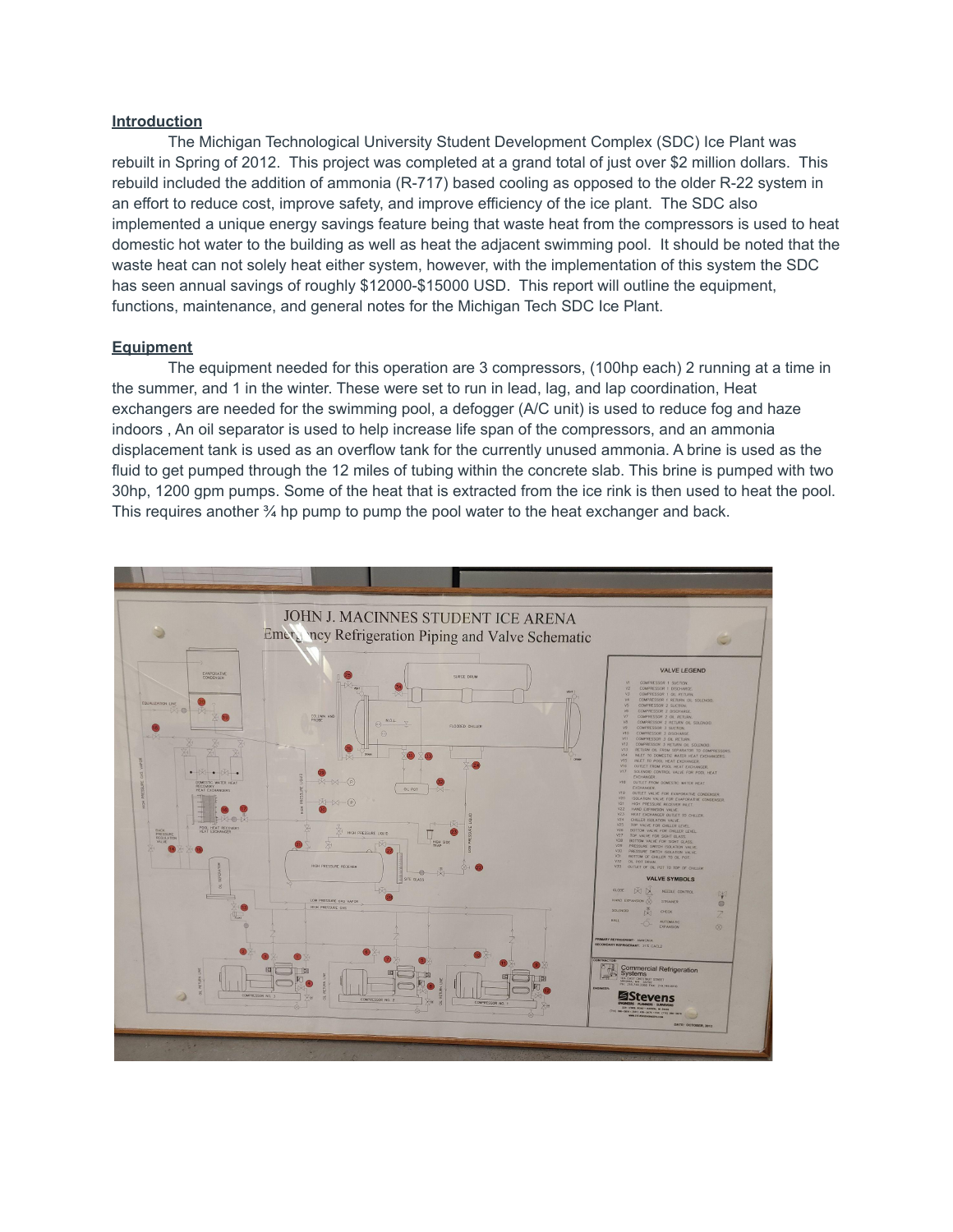## Introduction

The Michigan Technological University Student Development Complex (SDC) Ice Plant was rebuilt in Spring of 2012. This project was completed at a grand total of just over $2 million dollars. This rebuild included the addition of ammonia (R-717) based cooling as opposed to the older R-22 system in an effort to reduce cost, improve safety, and improve efficiency of the ice plant. The SDC also implemented a unique energy savings feature being that waste heat from the compressors is used to heat domestic hot water to the building as well as heat the adjacent swimming pool. It should be noted that the waste heat can not solely heat either system, however, with the implementation of this system the SDC has seen annual savings of roughly $12000-$15000 USD. This report will outline the equipment, functions, maintenance, and general notes for the Michigan Tech SDC Ice Plant.

## Equipment

The equipment needed for this operation are 3 compressors, (100hp each) 2 running at a time in the summer, and 1 in the winter. These were set to run in lead, lag, and lap coordination, Heat exchangers are needed for the swimming pool, a defogger (A/C unit) is used to reduce fog and haze indoors , An oil separator is used to help increase life span of the compressors, and an ammonia displacement tank is used as an overflow tank for the currently unused ammonia. A brine is used as the fluid to get pumped through the 12 miles of tubing within the concrete slab. This brine is pumped with two 30hp, 1200 gpm pumps. Some of the heat that is extracted from the ice rink is then used to heat the pool. This requires another ¾ hp pump to pump the pool water to the heat exchanger and back.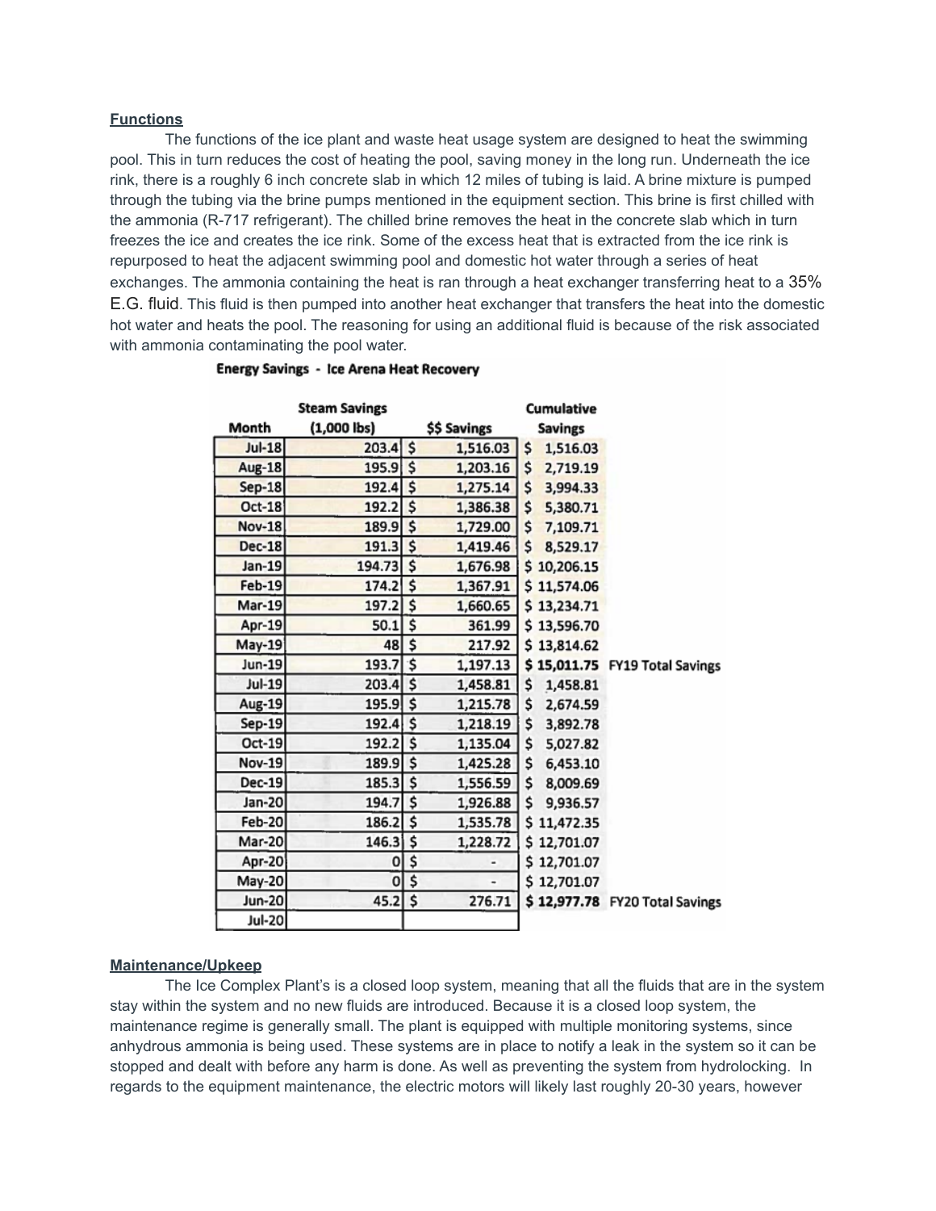**Functions**

The functions of the ice plant and waste heat usage system are designed to heat the swimming pool. This in turn reduces the cost of heating the pool, saving money in the long run. Underneath the ice rink, there is a roughly 6 inch concrete slab in which 12 miles of tubing is laid. A brine mixture is pumped through the tubing via the brine pumps mentioned in the equipment section. This brine is first chilled with the ammonia (R-717 refrigerant). The chilled brine removes the heat in the concrete slab which in turn freezes the ice and creates the ice rink. Some of the excess heat that is extracted from the ice rink is repurposed to heat the adjacent swimming pool and domestic hot water through a series of heat exchanges. The ammonia containing the heat is ran through a heat exchanger transferring heat to a 35% E.G. fluid. This fluid is then pumped into another heat exchanger that transfers the heat into the domestic hot water and heats the pool. The reasoning for using an additional fluid is because of the risk associated with ammonia contaminating the pool water.

**Energy Savings - Ice Arena Heat Recovery**

| Month | Steam Savings (1,000 lbs) | $$ Savings | Cumulative Savings | |
|---|---|---|---|---|
| Jul-18 | 203.4 | $ 1,516.03 | $ 1,516.03 | |
| Aug-18 | 195.9 | $ 1,203.16 | $ 2,719.19 | |
| Sep-18 | 192.4 | $ 1,275.14 | $ 3,994.33 | |
| Oct-18 | 192.2 | $ 1,386.38 | $ 5,380.71 | |
| Nov-18 | 189.9 | $ 1,729.00 | $ 7,109.71 | |
| Dec-18 | 191.3 | $ 1,419.46 | $ 8,529.17 | |
| Jan-19 | 194.73 | $ 1,676.98 | $ 10,206.15 | |
| Feb-19 | 174.2 | $ 1,367.91 | $ 11,574.06 | |
| Mar-19 | 197.2 | $ 1,660.65 | $ 13,234.71 | |
| Apr-19 | 50.1 | $ 361.99 | $ 13,596.70 | |
| May-19 | 48 | $ 217.92 | $ 13,814.62 | |
| Jun-19 | 193.7 | $ 1,197.13 | **$ 15,011.75** | **FY19 Total Savings** |
| Jul-19 | 203.4 | $ 1,458.81 | $ 1,458.81 | |
| Aug-19 | 195.9 | $ 1,215.78 | $ 2,674.59 | |
| Sep-19 | 192.4 | $ 1,218.19 | $ 3,892.78 | |
| Oct-19 | 192.2 | $ 1,135.04 | $ 5,027.82 | |
| Nov-19 | 189.9 | $ 1,425.28 | $ 6,453.10 | |
| Dec-19 | 185.3 | $ 1,556.59 | $ 8,009.69 | |
| Jan-20 | 194.7 | $ 1,926.88 | $ 9,936.57 | |
| Feb-20 | 186.2 | $ 1,535.78 | $ 11,472.35 | |
| Mar-20 | 146.3 | $ 1,228.72 | $ 12,701.07 | |
| Apr-20 | 0 | $ - | $ 12,701.07 | |
| May-20 | 0 | $ - | $ 12,701.07 | |
| Jun-20 | 45.2 | $ 276.71 | **$ 12,977.78** | **FY20 Total Savings** |
| Jul-20 | | | | |

**Maintenance/Upkeep**

The Ice Complex Plant's is a closed loop system, meaning that all the fluids that are in the system stay within the system and no new fluids are introduced. Because it is a closed loop system, the maintenance regime is generally small. The plant is equipped with multiple monitoring systems, since anhydrous ammonia is being used. These systems are in place to notify a leak in the system so it can be stopped and dealt with before any harm is done. As well as preventing the system from hydrolocking. In regards to the equipment maintenance, the electric motors will likely last roughly 20-30 years, however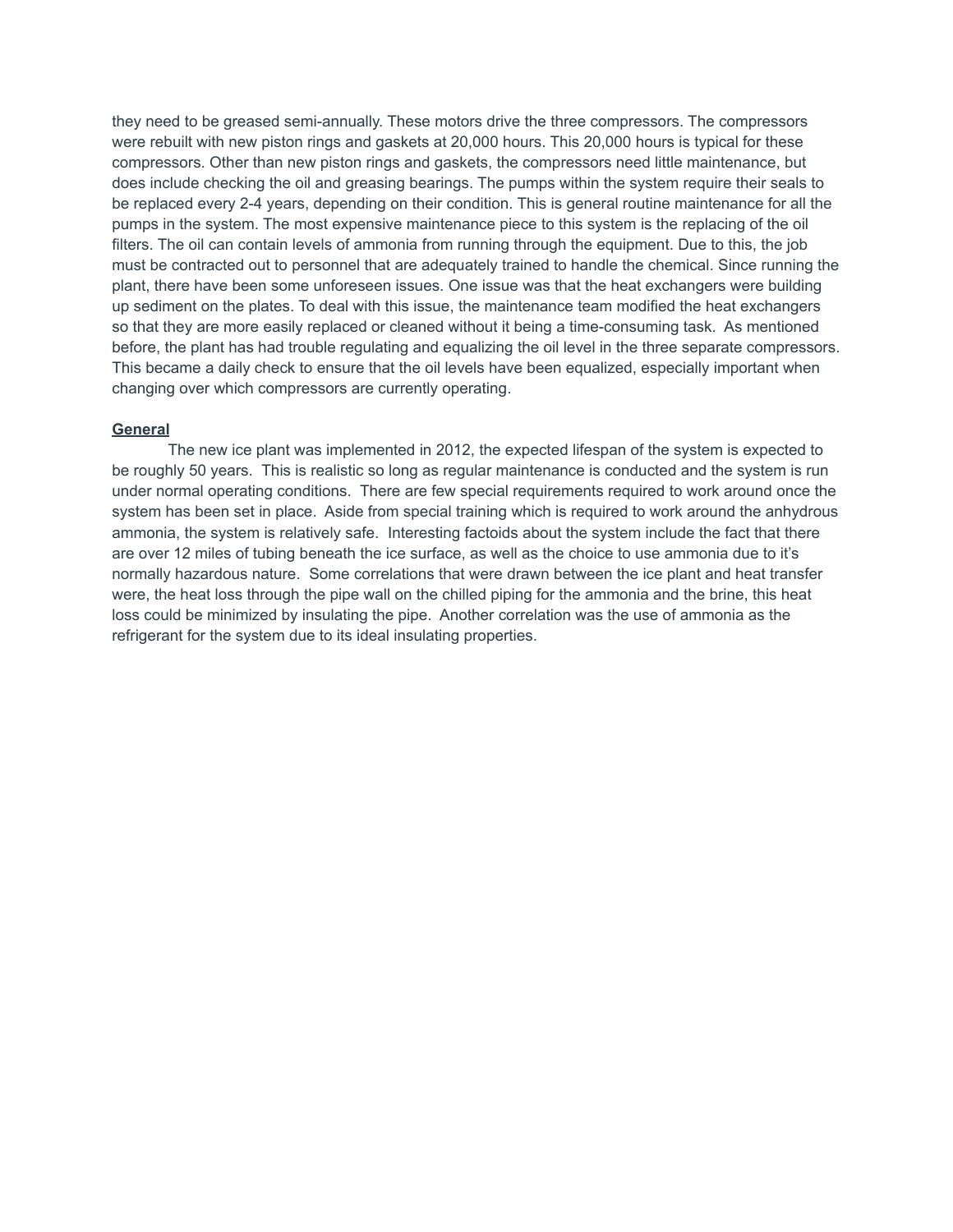they need to be greased semi-annually. These motors drive the three compressors. The compressors were rebuilt with new piston rings and gaskets at 20,000 hours. This 20,000 hours is typical for these compressors. Other than new piston rings and gaskets, the compressors need little maintenance, but does include checking the oil and greasing bearings. The pumps within the system require their seals to be replaced every 2-4 years, depending on their condition. This is general routine maintenance for all the pumps in the system. The most expensive maintenance piece to this system is the replacing of the oil filters. The oil can contain levels of ammonia from running through the equipment. Due to this, the job must be contracted out to personnel that are adequately trained to handle the chemical. Since running the plant, there have been some unforeseen issues. One issue was that the heat exchangers were building up sediment on the plates. To deal with this issue, the maintenance team modified the heat exchangers so that they are more easily replaced or cleaned without it being a time-consuming task. As mentioned before, the plant has had trouble regulating and equalizing the oil level in the three separate compressors. This became a daily check to ensure that the oil levels have been equalized, especially important when changing over which compressors are currently operating.

**General**

The new ice plant was implemented in 2012, the expected lifespan of the system is expected to be roughly 50 years. This is realistic so long as regular maintenance is conducted and the system is run under normal operating conditions. There are few special requirements required to work around once the system has been set in place. Aside from special training which is required to work around the anhydrous ammonia, the system is relatively safe. Interesting factoids about the system include the fact that there are over 12 miles of tubing beneath the ice surface, as well as the choice to use ammonia due to it's normally hazardous nature. Some correlations that were drawn between the ice plant and heat transfer were, the heat loss through the pipe wall on the chilled piping for the ammonia and the brine, this heat loss could be minimized by insulating the pipe. Another correlation was the use of ammonia as the refrigerant for the system due to its ideal insulating properties.